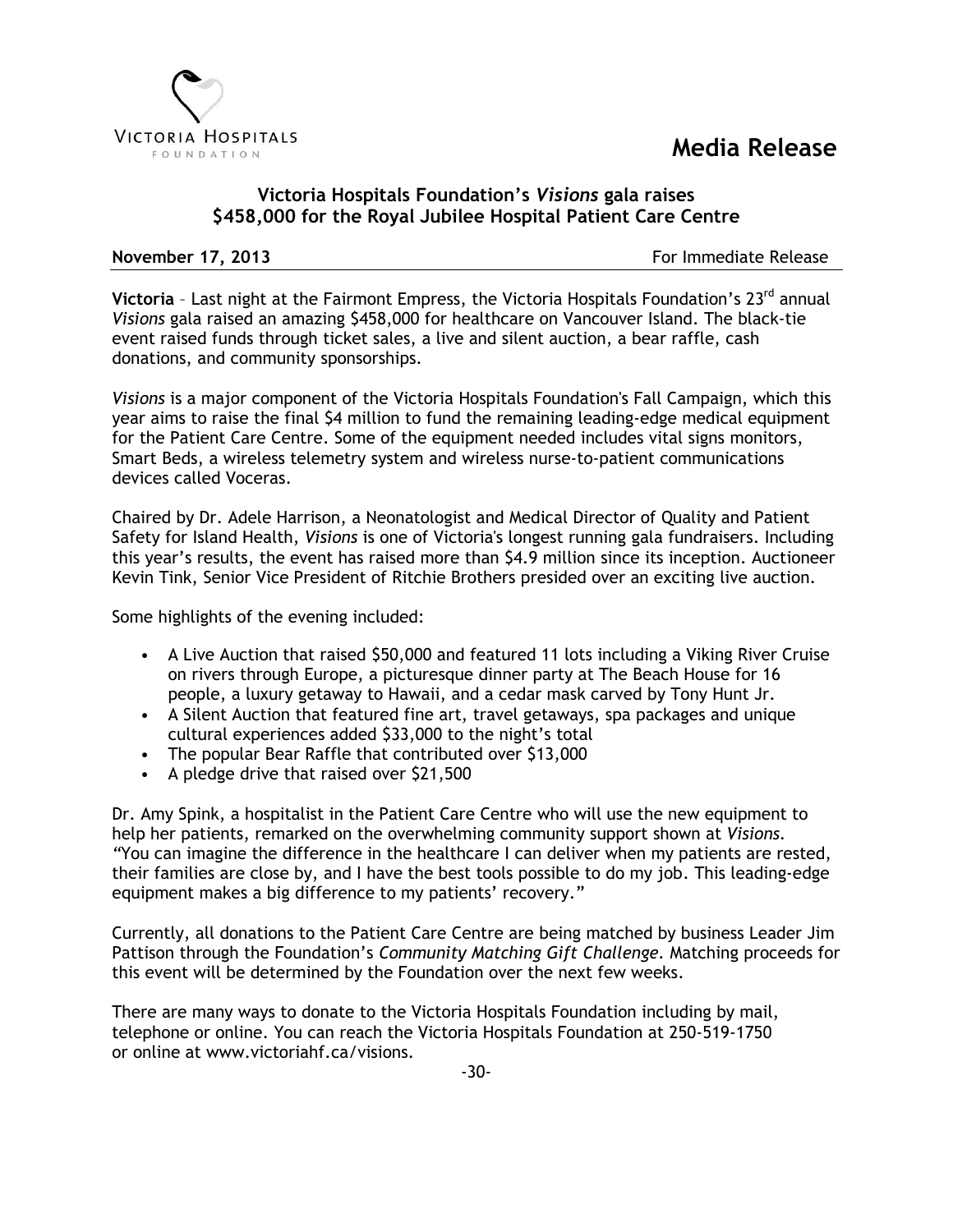VICTORIA HOSPITALS FOUNDATION

# Media Release

## Victoria Hospitals Foundation's *Visions* gala raises $458,000 for the Royal Jubilee Hospital Patient Care Centre

**November 17, 2013** For Immediate Release

**Victoria** – Last night at the Fairmont Empress, the Victoria Hospitals Foundation's 23rd annual *Visions* gala raised an amazing $458,000 for healthcare on Vancouver Island. The black-tie event raised funds through ticket sales, a live and silent auction, a bear raffle, cash donations, and community sponsorships.

*Visions* is a major component of the Victoria Hospitals Foundation's Fall Campaign, which this year aims to raise the final $4 million to fund the remaining leading-edge medical equipment for the Patient Care Centre. Some of the equipment needed includes vital signs monitors, Smart Beds, a wireless telemetry system and wireless nurse-to-patient communications devices called Voceras.

Chaired by Dr. Adele Harrison, a Neonatologist and Medical Director of Quality and Patient Safety for Island Health, *Visions* is one of Victoria's longest running gala fundraisers. Including this year's results, the event has raised more than $4.9 million since its inception. Auctioneer Kevin Tink, Senior Vice President of Ritchie Brothers presided over an exciting live auction.

Some highlights of the evening included:

- A Live Auction that raised $50,000 and featured 11 lots including a Viking River Cruise on rivers through Europe, a picturesque dinner party at The Beach House for 16 people, a luxury getaway to Hawaii, and a cedar mask carved by Tony Hunt Jr.
- A Silent Auction that featured fine art, travel getaways, spa packages and unique cultural experiences added $33,000 to the night's total
- The popular Bear Raffle that contributed over $13,000
- A pledge drive that raised over $21,500

Dr. Amy Spink, a hospitalist in the Patient Care Centre who will use the new equipment to help her patients, remarked on the overwhelming community support shown at *Visions*. "You can imagine the difference in the healthcare I can deliver when my patients are rested, their families are close by, and I have the best tools possible to do my job. This leading-edge equipment makes a big difference to my patients' recovery."

Currently, all donations to the Patient Care Centre are being matched by business Leader Jim Pattison through the Foundation's *Community Matching Gift Challenge*. Matching proceeds for this event will be determined by the Foundation over the next few weeks.

There are many ways to donate to the Victoria Hospitals Foundation including by mail, telephone or online. You can reach the Victoria Hospitals Foundation at 250-519-1750 or online at www.victoriahf.ca/visions.

-30-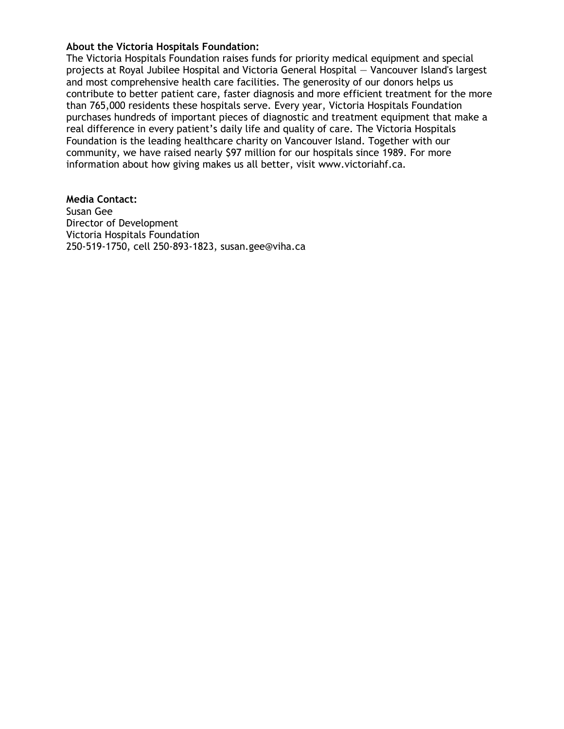**About the Victoria Hospitals Foundation:**
The Victoria Hospitals Foundation raises funds for priority medical equipment and special projects at Royal Jubilee Hospital and Victoria General Hospital — Vancouver Island's largest and most comprehensive health care facilities. The generosity of our donors helps us contribute to better patient care, faster diagnosis and more efficient treatment for the more than 765,000 residents these hospitals serve. Every year, Victoria Hospitals Foundation purchases hundreds of important pieces of diagnostic and treatment equipment that make a real difference in every patient's daily life and quality of care. The Victoria Hospitals Foundation is the leading healthcare charity on Vancouver Island. Together with our community, we have raised nearly $97 million for our hospitals since 1989. For more information about how giving makes us all better, visit www.victoriahf.ca.

**Media Contact:**
Susan Gee
Director of Development
Victoria Hospitals Foundation
250-519-1750, cell 250-893-1823, susan.gee@viha.ca